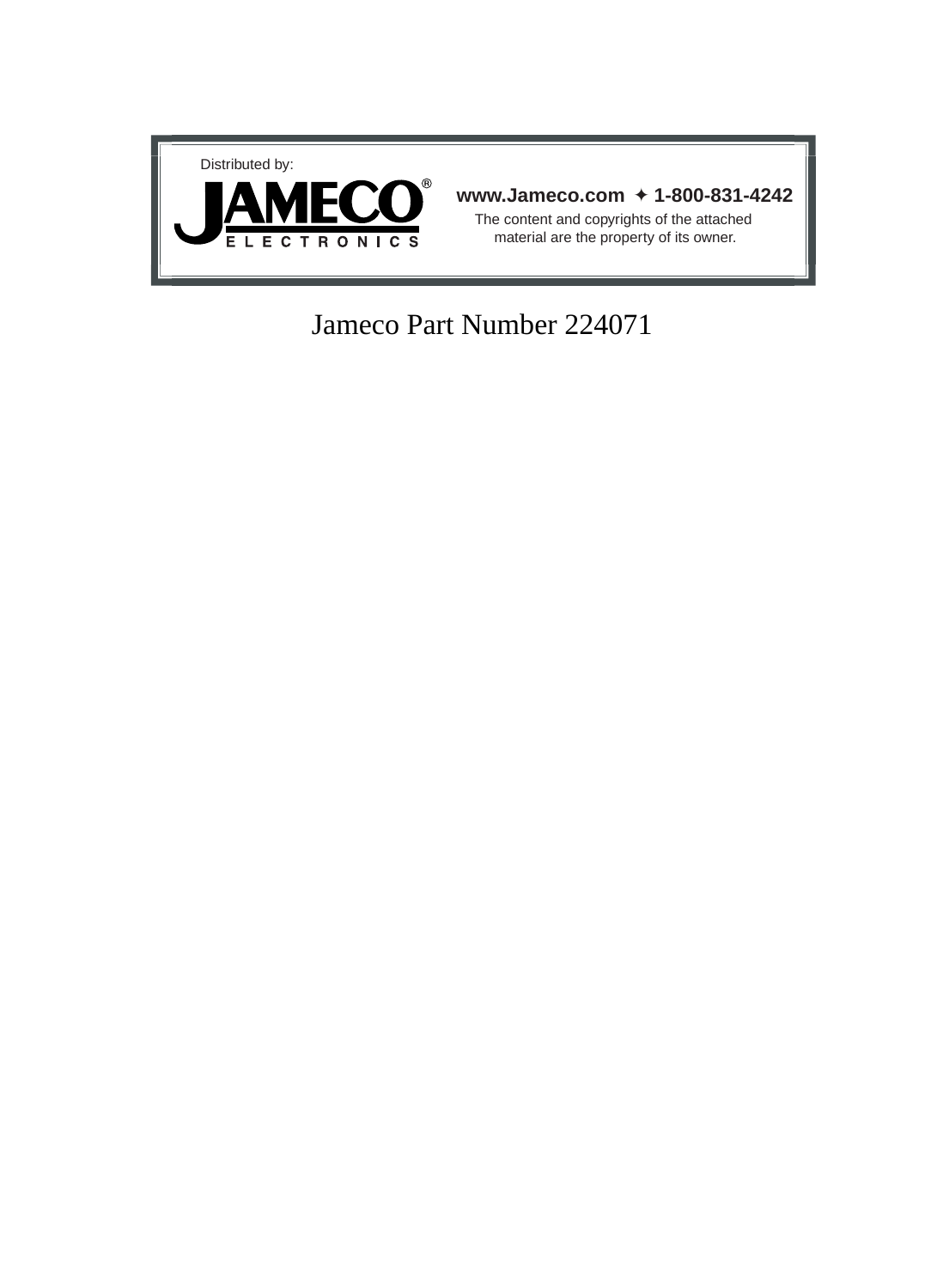Distributed by:

**JAMECO® ELECTRONICS**

**www.Jameco.com ✦ 1-800-831-4242**

The content and copyrights of the attached material are the property of its owner.

Jameco Part Number 224071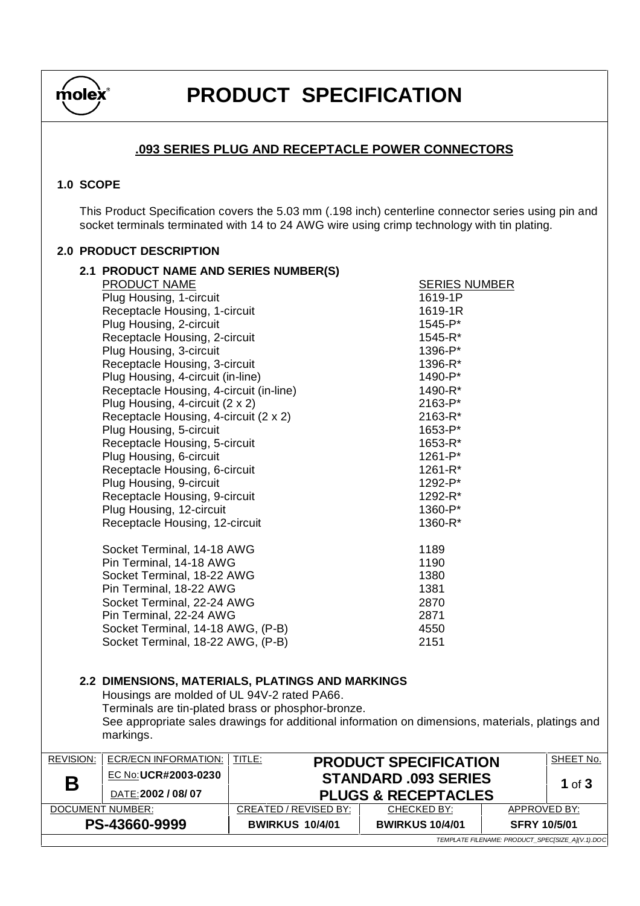# PRODUCT SPECIFICATION

## .093 SERIES PLUG AND RECEPTACLE POWER CONNECTORS

### 1.0 SCOPE

This Product Specification covers the 5.03 mm (.198 inch) centerline connector series using pin and socket terminals terminated with 14 to 24 AWG wire using crimp technology with tin plating.

### 2.0 PRODUCT DESCRIPTION

#### 2.1 PRODUCT NAME AND SERIES NUMBER(S)

| PRODUCT NAME | SERIES NUMBER |
|---|---|
| Plug Housing, 1-circuit | 1619-1P |
| Receptacle Housing, 1-circuit | 1619-1R |
| Plug Housing, 2-circuit | 1545-P* |
| Receptacle Housing, 2-circuit | 1545-R* |
| Plug Housing, 3-circuit | 1396-P* |
| Receptacle Housing, 3-circuit | 1396-R* |
| Plug Housing, 4-circuit (in-line) | 1490-P* |
| Receptacle Housing, 4-circuit (in-line) | 1490-R* |
| Plug Housing, 4-circuit (2 x 2) | 2163-P* |
| Receptacle Housing, 4-circuit (2 x 2) | 2163-R* |
| Plug Housing, 5-circuit | 1653-P* |
| Receptacle Housing, 5-circuit | 1653-R* |
| Plug Housing, 6-circuit | 1261-P* |
| Receptacle Housing, 6-circuit | 1261-R* |
| Plug Housing, 9-circuit | 1292-P* |
| Receptacle Housing, 9-circuit | 1292-R* |
| Plug Housing, 12-circuit | 1360-P* |
| Receptacle Housing, 12-circuit | 1360-R* |
| Socket Terminal, 14-18 AWG | 1189 |
| Pin Terminal, 14-18 AWG | 1190 |
| Socket Terminal, 18-22 AWG | 1380 |
| Pin Terminal, 18-22 AWG | 1381 |
| Socket Terminal, 22-24 AWG | 2870 |
| Pin Terminal, 22-24 AWG | 2871 |
| Socket Terminal, 14-18 AWG, (P-B) | 4550 |
| Socket Terminal, 18-22 AWG, (P-B) | 2151 |

#### 2.2 DIMENSIONS, MATERIALS, PLATINGS AND MARKINGS

Housings are molded of UL 94V-2 rated PA66.
Terminals are tin-plated brass or phosphor-bronze.
See appropriate sales drawings for additional information on dimensions, materials, platings and markings.

| REVISION: | ECR/ECN INFORMATION: | TITLE: | | |
|---|---|---|---|---|
| B | EC No: UCR#2003-0230<br>DATE: 2002 / 08/ 07 | PRODUCT SPECIFICATION<br>STANDARD .093 SERIES<br>PLUGS & RECEPTACLES | | |
| DOCUMENT NUMBER: | | CREATED / REVISED BY: | CHECKED BY: | APPROVED BY: |
| PS-43660-9999 | | BWIRKUS 10/4/01 | BWIRKUS 10/4/01 | SFRY 10/5/01 |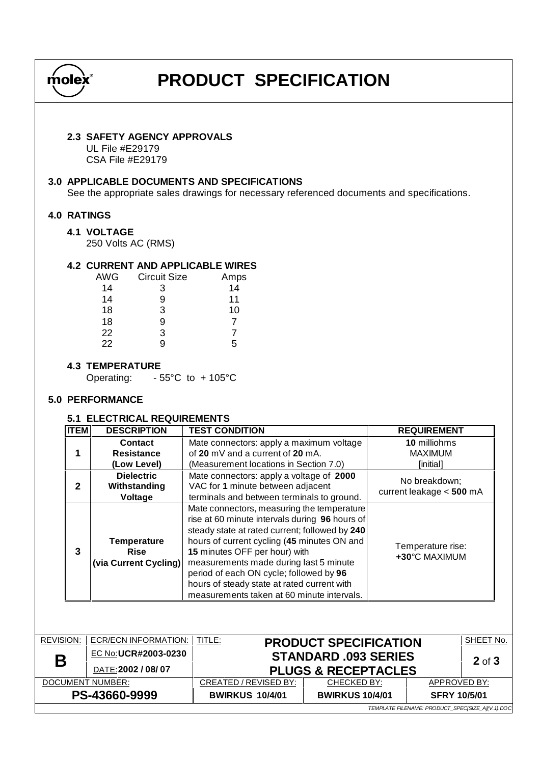### 2.3 SAFETY AGENCY APPROVALS

UL File #E29179
CSA File #E29179

## 3.0 APPLICABLE DOCUMENTS AND SPECIFICATIONS

See the appropriate sales drawings for necessary referenced documents and specifications.

## 4.0 RATINGS

### 4.1 VOLTAGE

250 Volts AC (RMS)

### 4.2 CURRENT AND APPLICABLE WIRES

| AWG | Circuit Size | Amps |
|---|---|---|
| 14 | 3 | 14 |
| 14 | 9 | 11 |
| 18 | 3 | 10 |
| 18 | 9 | 7 |
| 22 | 3 | 7 |
| 22 | 9 | 5 |

### 4.3 TEMPERATURE

Operating: - 55°C to + 105°C

## 5.0 PERFORMANCE

### 5.1 ELECTRICAL REQUIREMENTS

| ITEM | DESCRIPTION | TEST CONDITION | REQUIREMENT |
|---|---|---|---|
| 1 | **Contact Resistance (Low Level)** | Mate connectors: apply a maximum voltage of **20** mV and a current of **20** mA. (Measurement locations in Section 7.0) | **10** milliohms MAXIMUM [initial] |
| 2 | **Dielectric Withstanding Voltage** | Mate connectors: apply a voltage of **2000** VAC for **1** minute between adjacent terminals and between terminals to ground. | No breakdown; current leakage < **500** mA |
| 3 | **Temperature Rise (via Current Cycling)** | Mate connectors, measuring the temperature rise at 60 minute intervals during **96** hours of steady state at rated current; followed by **240** hours of current cycling (**45** minutes ON and **15** minutes OFF per hour) with measurements made during last 5 minute period of each ON cycle; followed by **96** hours of steady state at rated current with measurements taken at 60 minute intervals. | Temperature rise: **+30**°C MAXIMUM |

| REVISION: | ECR/ECN INFORMATION: | TITLE: | | SHEET No. |
|---|---|---|---|---|
| **B** | EC No: **UCR#2003-0230** DATE: **2002 / 08/ 07** | **PRODUCT SPECIFICATION STANDARD .093 SERIES PLUGS & RECEPTACLES** | | **2** of **3** |
| DOCUMENT NUMBER: | CREATED / REVISED BY: | CHECKED BY: | APPROVED BY: | |
| **PS-43660-9999** | **BWIRKUS 10/4/01** | **BWIRKUS 10/4/01** | **SFRY 10/5/01** | |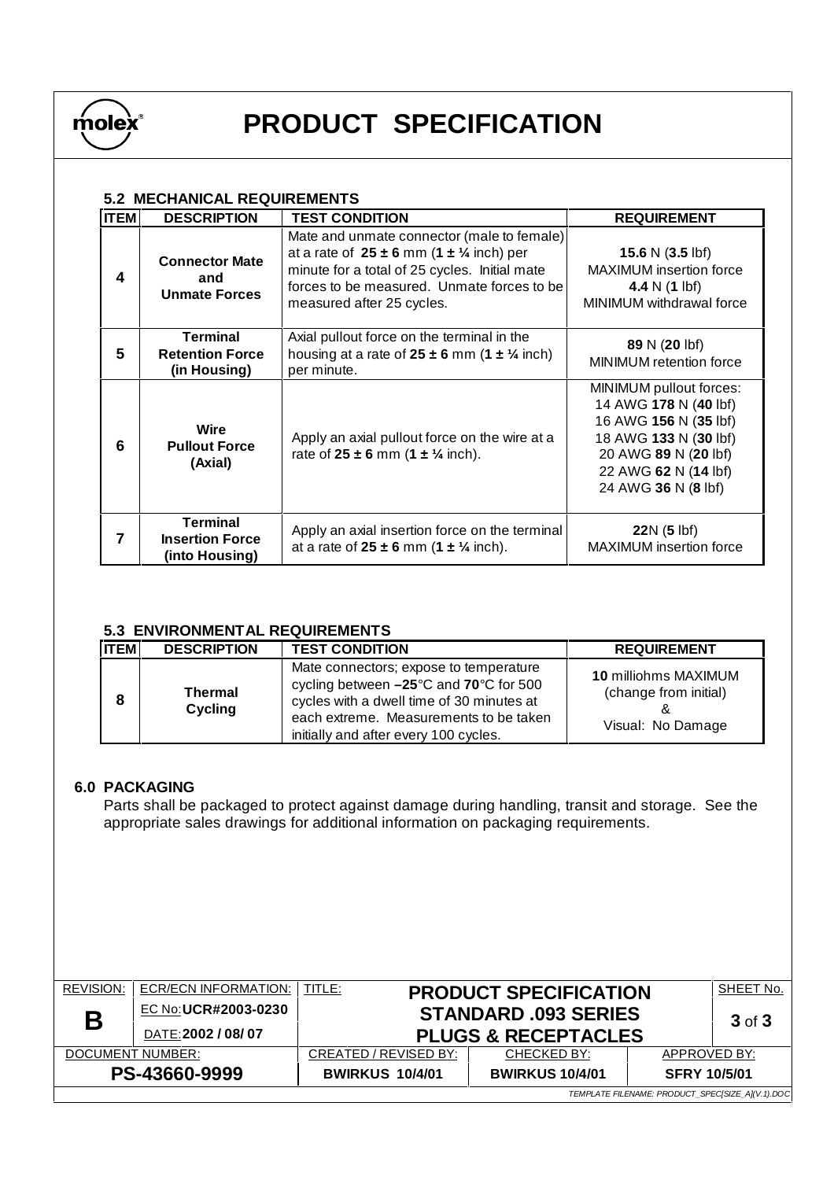### 5.2 MECHANICAL REQUIREMENTS

| ITEM | DESCRIPTION | TEST CONDITION | REQUIREMENT |
|---|---|---|---|
| 4 | **Connector Mate and Unmate Forces** | Mate and unmate connector (male to female) at a rate of **25 ± 6** mm (**1 ± ¼** inch) per minute for a total of 25 cycles. Initial mate forces to be measured. Unmate forces to be measured after 25 cycles. | **15.6** N (**3.5** lbf) MAXIMUM insertion force **4.4** N (**1** lbf) MINIMUM withdrawal force |
| 5 | **Terminal Retention Force (in Housing)** | Axial pullout force on the terminal in the housing at a rate of **25 ± 6** mm (**1 ± ¼** inch) per minute. | **89** N (**20** lbf) MINIMUM retention force |
| 6 | **Wire Pullout Force (Axial)** | Apply an axial pullout force on the wire at a rate of **25 ± 6** mm (**1 ± ¼** inch). | MINIMUM pullout forces: 14 AWG **178** N (**40** lbf) 16 AWG **156** N (**35** lbf) 18 AWG **133** N (**30** lbf) 20 AWG **89** N (**20** lbf) 22 AWG **62** N (**14** lbf) 24 AWG **36** N (**8** lbf) |
| 7 | **Terminal Insertion Force (into Housing)** | Apply an axial insertion force on the terminal at a rate of **25 ± 6** mm (**1 ± ¼** inch). | **22**N (**5** lbf) MAXIMUM insertion force |

### 5.3 ENVIRONMENTAL REQUIREMENTS

| ITEM | DESCRIPTION | TEST CONDITION | REQUIREMENT |
|---|---|---|---|
| 8 | **Thermal Cycling** | Mate connectors; expose to temperature cycling between **–25**°C and **70**°C for 500 cycles with a dwell time of 30 minutes at each extreme. Measurements to be taken initially and after every 100 cycles. | **10** milliohms MAXIMUM (change from initial) & Visual: No Damage |

## 6.0 PACKAGING

Parts shall be packaged to protect against damage during handling, transit and storage. See the appropriate sales drawings for additional information on packaging requirements.

| REVISION: | ECR/ECN INFORMATION: | TITLE: | | SHEET No. |
|---|---|---|---|---|
| **B** | EC No: **UCR#2003-0230** DATE: **2002 / 08/ 07** | **PRODUCT SPECIFICATION STANDARD .093 SERIES PLUGS & RECEPTACLES** | | **3** of **3** |
| DOCUMENT NUMBER: | | CREATED / REVISED BY: | CHECKED BY: | APPROVED BY: |
| **PS-43660-9999** | | **BWIRKUS 10/4/01** | **BWIRKUS 10/4/01** | **SFRY 10/5/01** |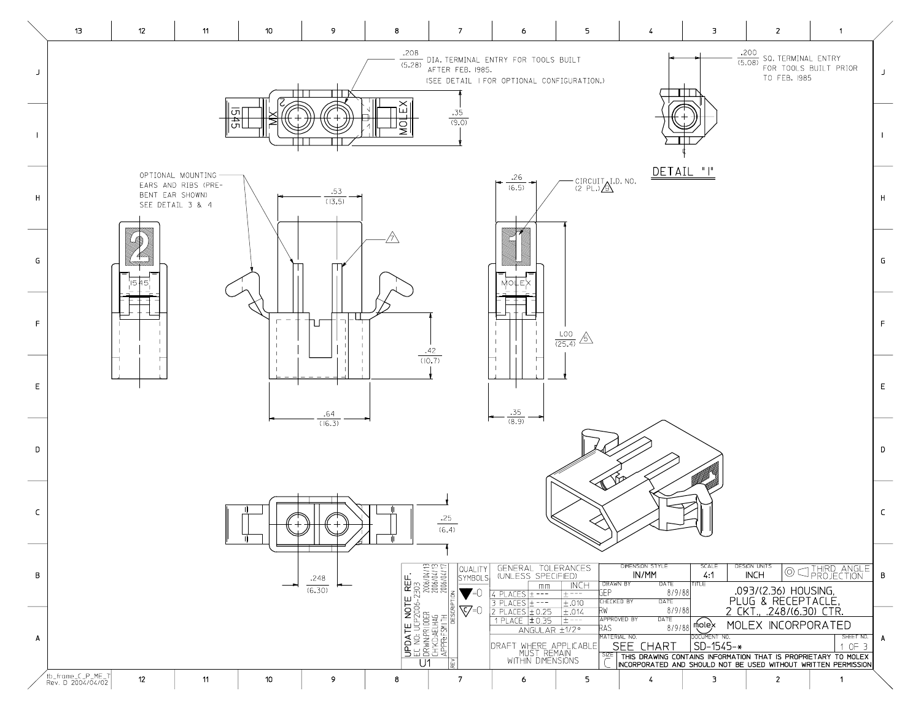.208 (5.28) DIA. TERMINAL ENTRY FOR TOOLS BUILT AFTER FEB. 1985.
(SEE DETAIL I FOR OPTIONAL CONFIGURATION.)

.200 (5.08) SQ. TERMINAL ENTRY FOR TOOLS BUILT PRIOR TO FEB. 1985

DETAIL "I"

.35 (9.0)

OPTIONAL MOUNTING EARS AND RIBS (PRE-BENT EAR SHOWN) SEE DETAIL 3 & 4

.53 (13.5)

7

.26 (6.5)

CIRCUIT I.D. NO. (2 PL.) 9

1545

MOLEX

.42 (10.7)

1.00 (25.4) 5

.64 (16.3)

.35 (8.9)

.25 (6.4)

.248 (6.30)

UPDATE NOTE REF.
EC NO: UCP2006-2303 2006/04/13
DRWN:PRIODER 2006/04/13
CH'KD:AELHAG 2006/04/17
APPR:FSMITH

U1

| QUALITY SYMBOLS | |
|---|---|
| ▼ | =O |
| ◁ | =O |

GENERAL TOLERANCES (UNLESS SPECIFIED)

| | mm | INCH |
|---|---|---|
| 4 PLACES | ± --- | ± --- |
| 3 PLACES | ± --- | ±.010 |
| 2 PLACES | ± 0.25 | ±.014 |
| 1 PLACE | ± 0.35 | ± --- |
| ANGULAR ±1/2° | | |

DRAFT WHERE APPLICABLE MUST REMAIN WITHIN DIMENSIONS

| DIMENSION STYLE | SCALE | DESIGN UNITS | |
|---|---|---|---|
| IN/MM | 4:1 | INCH | THIRD ANGLE PROJECTION |

| | DATE |
|---|---|
| DRAWN BY GEP | 8/9/88 |
| CHECKED BY RW | 8/9/88 |
| APPROVED BY RAS | 8/9/88 |

TITLE: .093/(2.36) HOUSING, PLUG & RECEPTACLE, 2 CKT., .248/(6.30) CTR.

MOLEX INCORPORATED

MATERIAL NO.: SEE CHART

DOCUMENT NO.: SD-1545-*

SHEET NO.: 1 OF 3

SIZE: C

THIS DRAWING CONTAINS INFORMATION THAT IS PROPRIETARY TO MOLEX INCORPORATED AND SHOULD NOT BE USED WITHOUT WRITTEN PERMISSION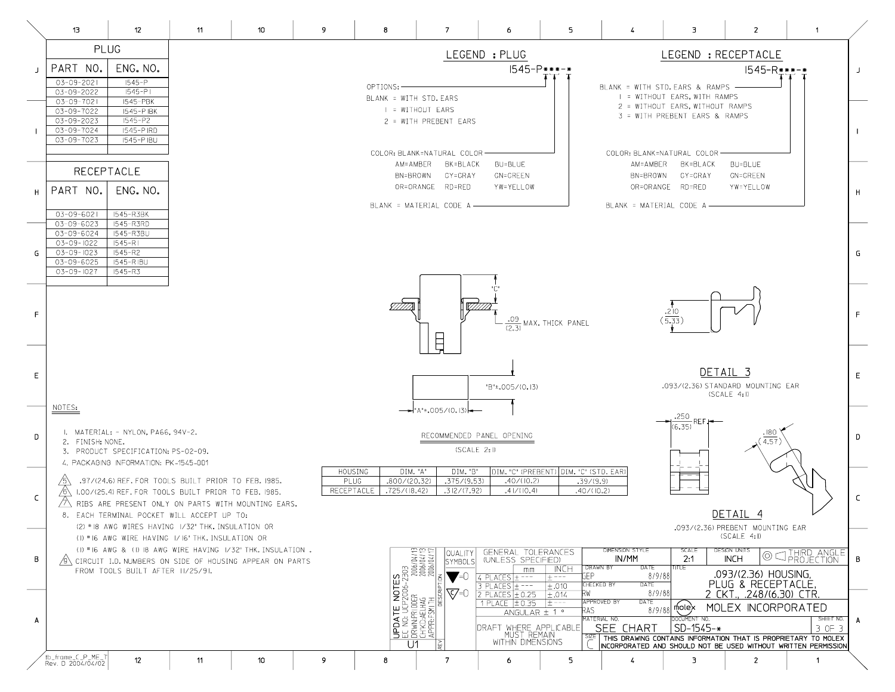## PLUG

| PART NO. | ENG. NO. |
|---|---|
| 03-09-2021 | 1545-P |
| 03-09-2022 | 1545-P1 |
| 03-09-7021 | 1545-PBK |
| 03-09-7022 | 1545-P1BK |
| 03-09-2023 | 1545-P2 |
| 03-09-7024 | 1545-P1RD |
| 03-09-7023 | 1545-P1BU |

## RECEPTACLE

| PART NO. | ENG. NO. |
|---|---|
| 03-09-6021 | 1545-R3BK |
| 03-09-6023 | 1545-R3RD |
| 03-09-6024 | 1545-R3BU |
| 03-09-1022 | 1545-R1 |
| 03-09-1023 | 1545-R2 |
| 03-09-6025 | 1545-R1BU |
| 03-09-1027 | 1545-R3 |

## LEGEND : PLUG

1545-P***-*

OPTIONS:
- BLANK = WITH STD. EARS
- 1 = WITHOUT EARS
- 2 = WITH PREBENT EARS

COLOR: BLANK=NATURAL COLOR
- AM=AMBER BK=BLACK BU=BLUE
- BN=BROWN GY=GRAY GN=GREEN
- OR=ORANGE RD=RED YW=YELLOW

BLANK = MATERIAL CODE A

## LEGEND : RECEPTACLE

1545-R***-*

- BLANK = WITH STD. EARS & RAMPS
- 1 = WITHOUT EARS, WITH RAMPS
- 2 = WITHOUT EARS, WITHOUT RAMPS
- 3 = WITH PREBENT EARS & RAMPS

COLOR: BLANK=NATURAL COLOR
- AM=AMBER BK=BLACK BU=BLUE
- BN=BROWN GY=GRAY GN=GREEN
- OR=ORANGE RD=RED YW=YELLOW

BLANK = MATERIAL CODE A

"C"

.09/(2.3) MAX. THICK PANEL

"B"±.005/(0.13)

"A"±.005/(0.13)

RECOMMENDED PANEL OPENING

(SCALE 2:1)

.210/(5.33)

DETAIL 3

.093/(2.36) STANDARD MOUNTING EAR (SCALE 4:1)

.250/(6.35) REF.

.180/(4.57)

DETAIL 4

.093/(2.36) PREBENT MOUNTING EAR (SCALE 4:1)

| HOUSING | DIM. "A" | DIM. "B" | DIM. "C" (PREBENT) | DIM. "C" (STD. EAR) |
|---|---|---|---|---|
| PLUG | .800/(20.32) | .375/(9.53) | .40/(10.2) | .39/(9.9) |
| RECEPTACLE | .725/(18.42) | .312/(7.92) | .41/(10.4) | .40/(10.2) |

## NOTES:

1. MATERIAL: - NYLON, PA66, 94V-2.
2. FINISH: NONE.
3. PRODUCT SPECIFICATION: PS-02-09.
4. PACKAGING INFORMATION: PK-1545-001
5. .97/(24.6) REF. FOR TOOLS BUILT PRIOR TO FEB. 1985.
6. 1.00/(25.4) REF. FOR TOOLS BUILT PRIOR TO FEB. 1985.
7. RIBS ARE PRESENT ONLY ON PARTS WITH MOUNTING EARS.
8. EACH TERMINAL POCKET WILL ACCEPT UP TO:
   - (2) #18 AWG WIRES HAVING 1/32" THK. INSULATION OR
   - (1) #16 AWG WIRE HAVING 1/16" THK. INSULATION OR
   - (1) #16 AWG & (1) 18 AWG WIRE HAVING 1/32" THK. INSULATION .
9. CIRCUIT I.D. NUMBERS ON SIDE OF HOUSING APPEAR ON PARTS FROM TOOLS BUILT AFTER 11/25/91.

UPDATE NOTES: EC NO: UCP2006-2303; DRWN: PRIDDER 2006/04/13; CHK'D: AELHAG 2006/04/13; APPR: FSMITH 2006/04/17; U1

QUALITY SYMBOLS: ▼=0; ▽=0

| GENERAL TOLERANCES (UNLESS SPECIFIED) | mm | INCH |
|---|---|---|
| 4 PLACES | ± --- | ± --- |
| 3 PLACES | ± --- | ±.010 |
| 2 PLACES | ±0.25 | ±.014 |
| 1 PLACE | ±0.35 | ± --- |
| ANGULAR ± 1 ° | | |

DRAFT WHERE APPLICABLE MUST REMAIN WITHIN DIMENSIONS

DIMENSION STYLE: IN/MM; SCALE: 2:1; DESIGN UNITS: INCH; THIRD ANGLE PROJECTION

DRAWN BY: GEP 8/9/88; CHECKED BY: RW 8/9/88; APPROVED BY: RAS 8/9/88

TITLE: .093/(2.36) HOUSING, PLUG & RECEPTACLE, 2 CKT., .248/(6.30) CTR.

MOLEX INCORPORATED

MATERIAL NO.: SEE CHART; DOCUMENT NO.: SD-1545-*; SIZE: C; SHEET NO. 3 OF 3

THIS DRAWING CONTAINS INFORMATION THAT IS PROPRIETARY TO MOLEX INCORPORATED AND SHOULD NOT BE USED WITHOUT WRITTEN PERMISSION